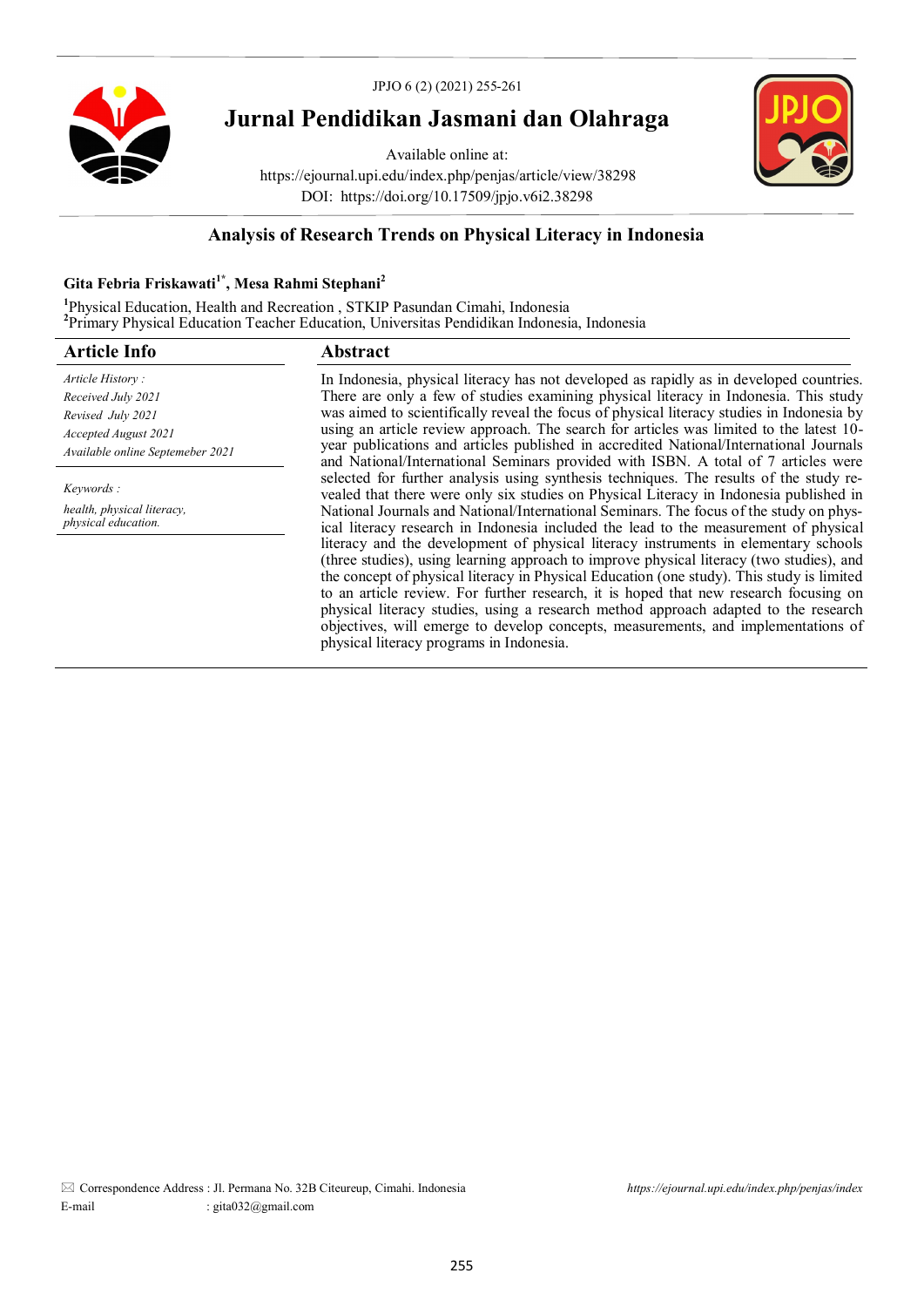# Jurnal Pendidikan Jasmani dan Olahraga

Available online at:
https://ejournal.upi.edu/index.php/penjas/article/view/38298
DOI: https://doi.org/10.17509/jpjo.v6i2.38298

## Analysis of Research Trends on Physical Literacy in Indonesia

**Gita Febria Friskawati[1*], Mesa Rahmi Stephani[2]**

[1]Physical Education, Health and Recreation , STKIP Pasundan Cimahi, Indonesia
[2]Primary Physical Education Teacher Education, Universitas Pendidikan Indonesia, Indonesia

### Article Info

*Article History :*
*Received July 2021*
*Revised July 2021*
*Accepted August 2021*
*Available online Septemeber 2021*

*Keywords :*
*health, physical literacy, physical education.*

### Abstract

In Indonesia, physical literacy has not developed as rapidly as in developed countries. There are only a few of studies examining physical literacy in Indonesia. This study was aimed to scientifically reveal the focus of physical literacy studies in Indonesia by using an article review approach. The search for articles was limited to the latest 10-year publications and articles published in accredited National/International Journals and National/International Seminars provided with ISBN. A total of 7 articles were selected for further analysis using synthesis techniques. The results of the study revealed that there were only six studies on Physical Literacy in Indonesia published in National Journals and National/International Seminars. The focus of the study on physical literacy research in Indonesia included the lead to the measurement of physical literacy and the development of physical literacy instruments in elementary schools (three studies), using learning approach to improve physical literacy (two studies), and the concept of physical literacy in Physical Education (one study). This study is limited to an article review. For further research, it is hoped that new research focusing on physical literacy studies, using a research method approach adapted to the research objectives, will emerge to develop concepts, measurements, and implementations of physical literacy programs in Indonesia.

✉ Correspondence Address : Jl. Permana No. 32B Citeureup, Cimahi. Indonesia
E-mail : gita032@gmail.com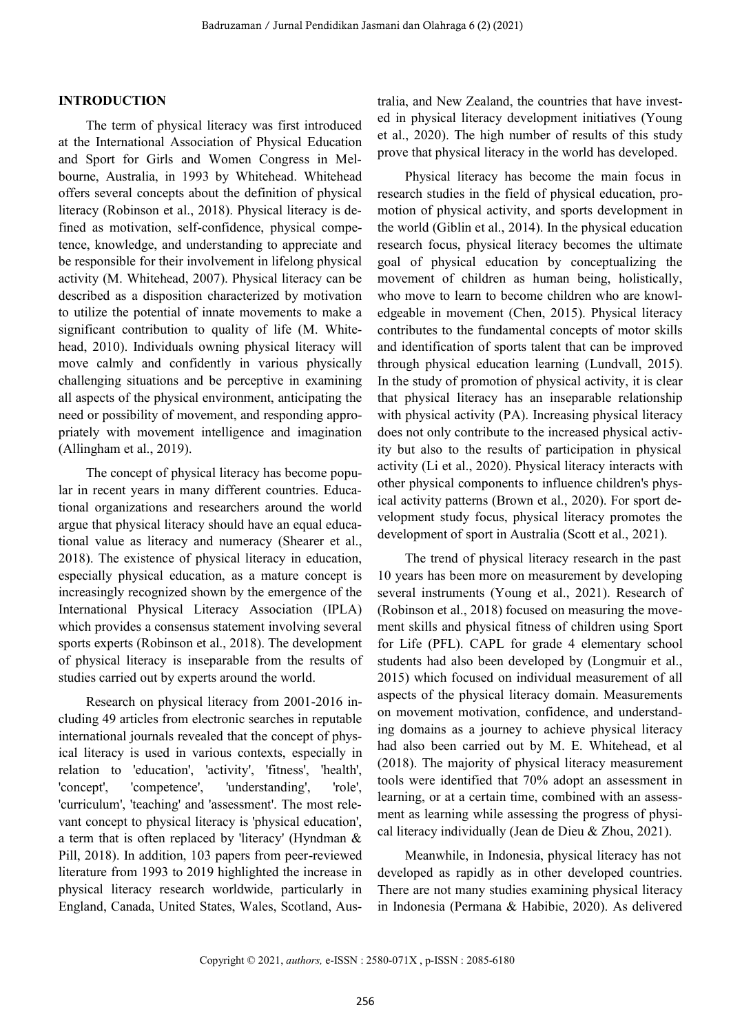## INTRODUCTION

The term of physical literacy was first introduced at the International Association of Physical Education and Sport for Girls and Women Congress in Melbourne, Australia, in 1993 by Whitehead. Whitehead offers several concepts about the definition of physical literacy (Robinson et al., 2018). Physical literacy is defined as motivation, self-confidence, physical competence, knowledge, and understanding to appreciate and be responsible for their involvement in lifelong physical activity (M. Whitehead, 2007). Physical literacy can be described as a disposition characterized by motivation to utilize the potential of innate movements to make a significant contribution to quality of life (M. Whitehead, 2010). Individuals owning physical literacy will move calmly and confidently in various physically challenging situations and be perceptive in examining all aspects of the physical environment, anticipating the need or possibility of movement, and responding appropriately with movement intelligence and imagination (Allingham et al., 2019).

The concept of physical literacy has become popular in recent years in many different countries. Educational organizations and researchers around the world argue that physical literacy should have an equal educational value as literacy and numeracy (Shearer et al., 2018). The existence of physical literacy in education, especially physical education, as a mature concept is increasingly recognized shown by the emergence of the International Physical Literacy Association (IPLA) which provides a consensus statement involving several sports experts (Robinson et al., 2018). The development of physical literacy is inseparable from the results of studies carried out by experts around the world.

Research on physical literacy from 2001-2016 including 49 articles from electronic searches in reputable international journals revealed that the concept of physical literacy is used in various contexts, especially in relation to 'education', 'activity', 'fitness', 'health', 'concept', 'competence', 'understanding', 'role', 'curriculum', 'teaching' and 'assessment'. The most relevant concept to physical literacy is 'physical education', a term that is often replaced by 'literacy' (Hyndman & Pill, 2018). In addition, 103 papers from peer-reviewed literature from 1993 to 2019 highlighted the increase in physical literacy research worldwide, particularly in England, Canada, United States, Wales, Scotland, Australia, and New Zealand, the countries that have invested in physical literacy development initiatives (Young et al., 2020). The high number of results of this study prove that physical literacy in the world has developed.

Physical literacy has become the main focus in research studies in the field of physical education, promotion of physical activity, and sports development in the world (Giblin et al., 2014). In the physical education research focus, physical literacy becomes the ultimate goal of physical education by conceptualizing the movement of children as human being, holistically, who move to learn to become children who are knowledgeable in movement (Chen, 2015). Physical literacy contributes to the fundamental concepts of motor skills and identification of sports talent that can be improved through physical education learning (Lundvall, 2015). In the study of promotion of physical activity, it is clear that physical literacy has an inseparable relationship with physical activity (PA). Increasing physical literacy does not only contribute to the increased physical activity but also to the results of participation in physical activity (Li et al., 2020). Physical literacy interacts with other physical components to influence children's physical activity patterns (Brown et al., 2020). For sport development study focus, physical literacy promotes the development of sport in Australia (Scott et al., 2021).

The trend of physical literacy research in the past 10 years has been more on measurement by developing several instruments (Young et al., 2021). Research of (Robinson et al., 2018) focused on measuring the movement skills and physical fitness of children using Sport for Life (PFL). CAPL for grade 4 elementary school students had also been developed by (Longmuir et al., 2015) which focused on individual measurement of all aspects of the physical literacy domain. Measurements on movement motivation, confidence, and understanding domains as a journey to achieve physical literacy had also been carried out by M. E. Whitehead, et al (2018). The majority of physical literacy measurement tools were identified that 70% adopt an assessment in learning, or at a certain time, combined with an assessment as learning while assessing the progress of physical literacy individually (Jean de Dieu & Zhou, 2021).

Meanwhile, in Indonesia, physical literacy has not developed as rapidly as in other developed countries. There are not many studies examining physical literacy in Indonesia (Permana & Habibie, 2020). As delivered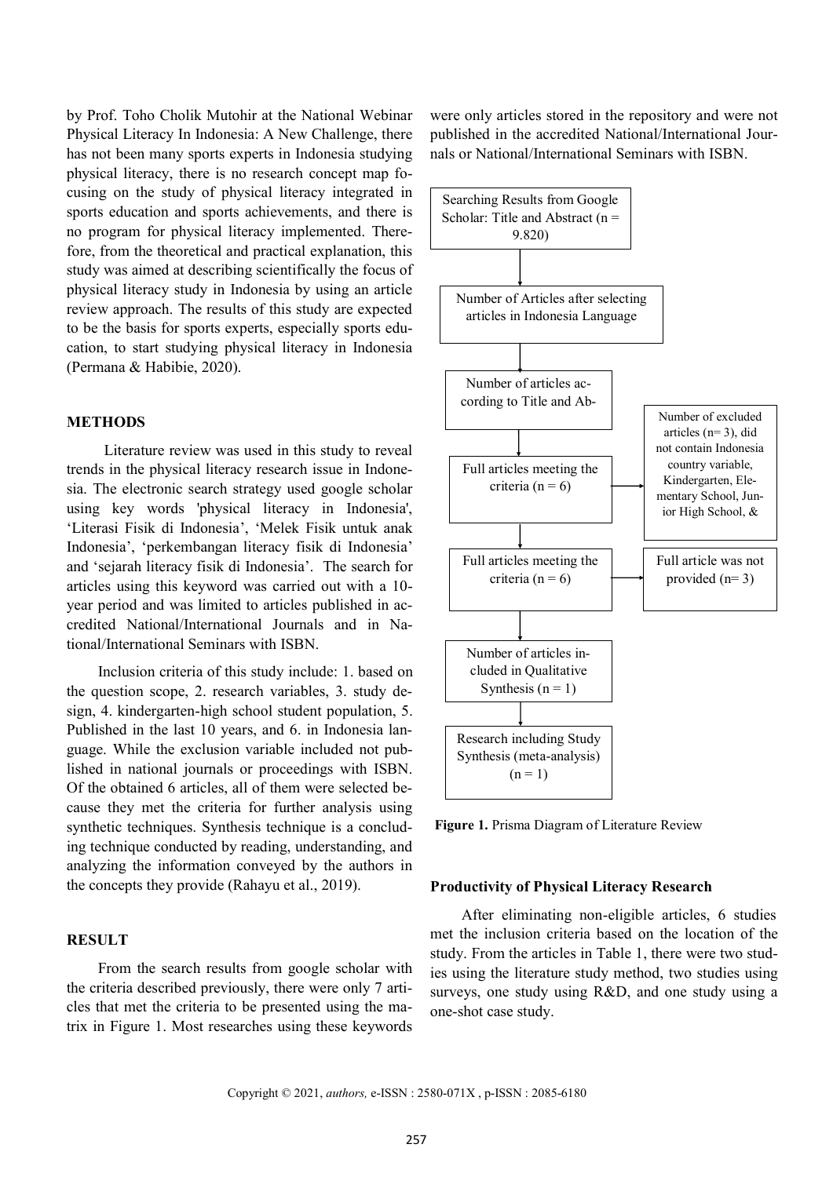by Prof. Toho Cholik Mutohir at the National Webinar Physical Literacy In Indonesia: A New Challenge, there has not been many sports experts in Indonesia studying physical literacy, there is no research concept map focusing on the study of physical literacy integrated in sports education and sports achievements, and there is no program for physical literacy implemented. Therefore, from the theoretical and practical explanation, this study was aimed at describing scientifically the focus of physical literacy study in Indonesia by using an article review approach. The results of this study are expected to be the basis for sports experts, especially sports education, to start studying physical literacy in Indonesia (Permana & Habibie, 2020).

## METHODS

Literature review was used in this study to reveal trends in the physical literacy research issue in Indonesia. The electronic search strategy used google scholar using key words 'physical literacy in Indonesia', 'Literasi Fisik di Indonesia', 'Melek Fisik untuk anak Indonesia', 'perkembangan literacy fisik di Indonesia' and 'sejarah literacy fisik di Indonesia'. The search for articles using this keyword was carried out with a 10-year period and was limited to articles published in accredited National/International Journals and in National/International Seminars with ISBN.

Inclusion criteria of this study include: 1. based on the question scope, 2. research variables, 3. study design, 4. kindergarten-high school student population, 5. Published in the last 10 years, and 6. in Indonesia language. While the exclusion variable included not published in national journals or proceedings with ISBN. Of the obtained 6 articles, all of them were selected because they met the criteria for further analysis using synthetic techniques. Synthesis technique is a concluding technique conducted by reading, understanding, and analyzing the information conveyed by the authors in the concepts they provide (Rahayu et al., 2019).

## RESULT

From the search results from google scholar with the criteria described previously, there were only 7 articles that met the criteria to be presented using the matrix in Figure 1. Most researches using these keywords were only articles stored in the repository and were not published in the accredited National/International Journals or National/International Seminars with ISBN.

Searching Results from Google Scholar: Title and Abstract (n = 9.820)

Number of Articles after selecting articles in Indonesia Language

Number of articles according to Title and Ab-

Full articles meeting the criteria (n = 6)

Number of excluded articles (n= 3), did not contain Indonesia country variable, Kindergarten, Elementary School, Junior High School, &

Full articles meeting the criteria (n = 6)

Full article was not provided (n= 3)

Number of articles included in Qualitative Synthesis (n = 1)

Research including Study Synthesis (meta-analysis) (n = 1)

**Figure 1.** Prisma Diagram of Literature Review

### Productivity of Physical Literacy Research

After eliminating non-eligible articles, 6 studies met the inclusion criteria based on the location of the study. From the articles in Table 1, there were two studies using the literature study method, two studies using surveys, one study using R&D, and one study using a one-shot case study.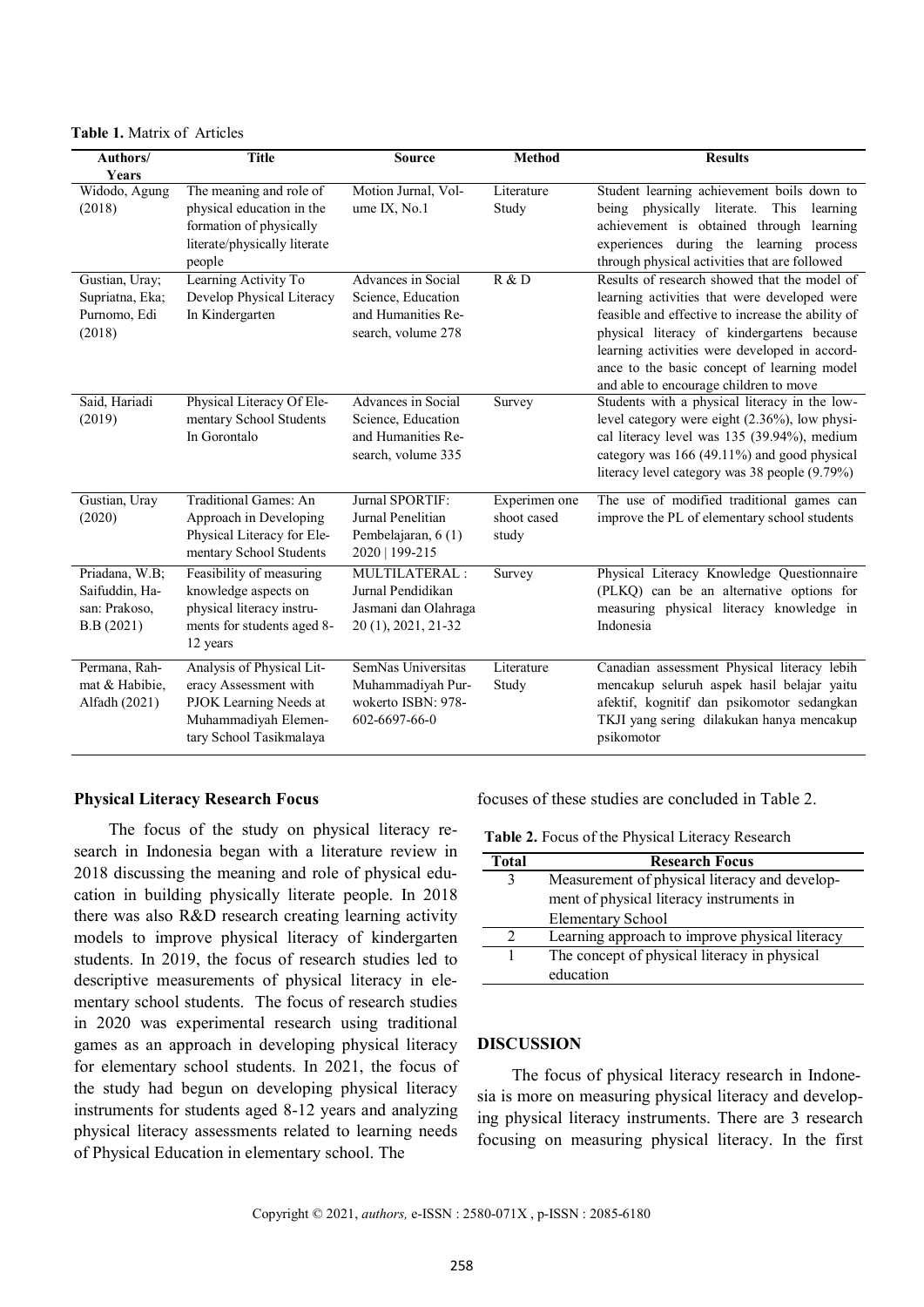**Table 1.** Matrix of Articles

| Authors/ Years | Title | Source | Method | Results |
|---|---|---|---|---|
| Widodo, Agung (2018) | The meaning and role of physical education in the formation of physically literate/physically literate people | Motion Jurnal, Volume IX, No.1 | Literature Study | Student learning achievement boils down to being physically literate. This learning achievement is obtained through learning experiences during the learning process through physical activities that are followed |
| Gustian, Uray; Supriatna, Eka; Purnomo, Edi (2018) | Learning Activity To Develop Physical Literacy In Kindergarten | Advances in Social Science, Education and Humanities Research, volume 278 | R & D | Results of research showed that the model of learning activities that were developed were feasible and effective to increase the ability of physical literacy of kindergartens because learning activities were developed in accordance to the basic concept of learning model and able to encourage children to move |
| Said, Hariadi (2019) | Physical Literacy Of Elementary School Students In Gorontalo | Advances in Social Science, Education and Humanities Research, volume 335 | Survey | Students with a physical literacy in the low-level category were eight (2.36%), low physical literacy level was 135 (39.94%), medium category was 166 (49.11%) and good physical literacy level category was 38 people (9.79%) |
| Gustian, Uray (2020) | Traditional Games: An Approach in Developing Physical Literacy for Elementary School Students | Jurnal SPORTIF: Jurnal Penelitian Pembelajaran, 6 (1) 2020 \| 199-215 | Experimen one shoot cased study | The use of modified traditional games can improve the PL of elementary school students |
| Priadana, W.B; Saifuddin, Hasan: Prakoso, B.B (2021) | Feasibility of measuring knowledge aspects on physical literacy instruments for students aged 8-12 years | MULTILATERAL : Jurnal Pendidikan Jasmani dan Olahraga 20 (1), 2021, 21-32 | Survey | Physical Literacy Knowledge Questionnaire (PLKQ) can be an alternative options for measuring physical literacy knowledge in Indonesia |
| Permana, Rahmat & Habibie, Alfadh (2021) | Analysis of Physical Literacy Assessment with PJOK Learning Needs at Muhammadiyah Elementary School Tasikmalaya | SemNas Universitas Muhammadiyah Purwokerto ISBN: 978-602-6697-66-0 | Literature Study | Canadian assessment Physical literacy lebih mencakup seluruh aspek hasil belajar yaitu afektif, kognitif dan psikomotor sedangkan TKJI yang sering dilakukan hanya mencakup psikomotor |

### Physical Literacy Research Focus

The focus of the study on physical literacy research in Indonesia began with a literature review in 2018 discussing the meaning and role of physical education in building physically literate people. In 2018 there was also R&D research creating learning activity models to improve physical literacy of kindergarten students. In 2019, the focus of research studies led to descriptive measurements of physical literacy in elementary school students. The focus of research studies in 2020 was experimental research using traditional games as an approach in developing physical literacy for elementary school students. In 2021, the focus of the study had begun on developing physical literacy instruments for students aged 8-12 years and analyzing physical literacy assessments related to learning needs of Physical Education in elementary school. The focuses of these studies are concluded in Table 2.

**Table 2.** Focus of the Physical Literacy Research

| Total | Research Focus |
|---|---|
| 3 | Measurement of physical literacy and development of physical literacy instruments in Elementary School |
| 2 | Learning approach to improve physical literacy |
| 1 | The concept of physical literacy in physical education |

## DISCUSSION

The focus of physical literacy research in Indonesia is more on measuring physical literacy and developing physical literacy instruments. There are 3 research focusing on measuring physical literacy. In the first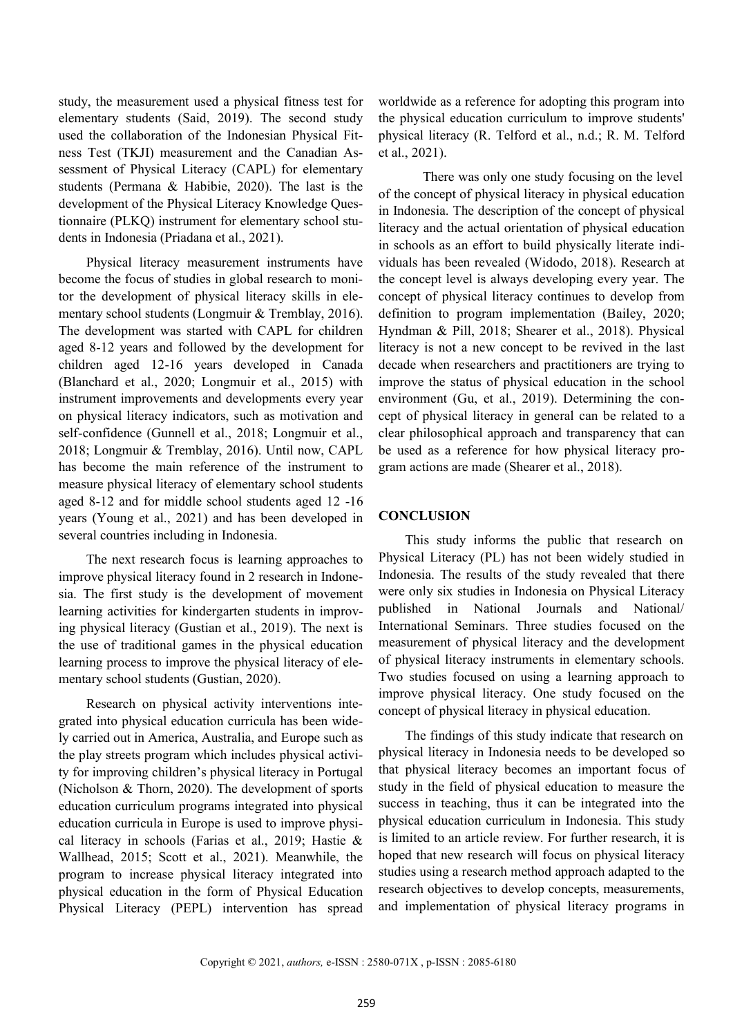study, the measurement used a physical fitness test for elementary students (Said, 2019). The second study used the collaboration of the Indonesian Physical Fitness Test (TKJI) measurement and the Canadian Assessment of Physical Literacy (CAPL) for elementary students (Permana & Habibie, 2020). The last is the development of the Physical Literacy Knowledge Questionnaire (PLKQ) instrument for elementary school students in Indonesia (Priadana et al., 2021).

Physical literacy measurement instruments have become the focus of studies in global research to monitor the development of physical literacy skills in elementary school students (Longmuir & Tremblay, 2016). The development was started with CAPL for children aged 8-12 years and followed by the development for children aged 12-16 years developed in Canada (Blanchard et al., 2020; Longmuir et al., 2015) with instrument improvements and developments every year on physical literacy indicators, such as motivation and self-confidence (Gunnell et al., 2018; Longmuir et al., 2018; Longmuir & Tremblay, 2016). Until now, CAPL has become the main reference of the instrument to measure physical literacy of elementary school students aged 8-12 and for middle school students aged 12 -16 years (Young et al., 2021) and has been developed in several countries including in Indonesia.

The next research focus is learning approaches to improve physical literacy found in 2 research in Indonesia. The first study is the development of movement learning activities for kindergarten students in improving physical literacy (Gustian et al., 2019). The next is the use of traditional games in the physical education learning process to improve the physical literacy of elementary school students (Gustian, 2020).

Research on physical activity interventions integrated into physical education curricula has been widely carried out in America, Australia, and Europe such as the play streets program which includes physical activity for improving children's physical literacy in Portugal (Nicholson & Thorn, 2020). The development of sports education curriculum programs integrated into physical education curricula in Europe is used to improve physical literacy in schools (Farias et al., 2019; Hastie & Wallhead, 2015; Scott et al., 2021). Meanwhile, the program to increase physical literacy integrated into physical education in the form of Physical Education Physical Literacy (PEPL) intervention has spread worldwide as a reference for adopting this program into the physical education curriculum to improve students' physical literacy (R. Telford et al., n.d.; R. M. Telford et al., 2021).

There was only one study focusing on the level of the concept of physical literacy in physical education in Indonesia. The description of the concept of physical literacy and the actual orientation of physical education in schools as an effort to build physically literate individuals has been revealed (Widodo, 2018). Research at the concept level is always developing every year. The concept of physical literacy continues to develop from definition to program implementation (Bailey, 2020; Hyndman & Pill, 2018; Shearer et al., 2018). Physical literacy is not a new concept to be revived in the last decade when researchers and practitioners are trying to improve the status of physical education in the school environment (Gu, et al., 2019). Determining the concept of physical literacy in general can be related to a clear philosophical approach and transparency that can be used as a reference for how physical literacy program actions are made (Shearer et al., 2018).

## CONCLUSION

This study informs the public that research on Physical Literacy (PL) has not been widely studied in Indonesia. The results of the study revealed that there were only six studies in Indonesia on Physical Literacy published in National Journals and National/ International Seminars. Three studies focused on the measurement of physical literacy and the development of physical literacy instruments in elementary schools. Two studies focused on using a learning approach to improve physical literacy. One study focused on the concept of physical literacy in physical education.

The findings of this study indicate that research on physical literacy in Indonesia needs to be developed so that physical literacy becomes an important focus of study in the field of physical education to measure the success in teaching, thus it can be integrated into the physical education curriculum in Indonesia. This study is limited to an article review. For further research, it is hoped that new research will focus on physical literacy studies using a research method approach adapted to the research objectives to develop concepts, measurements, and implementation of physical literacy programs in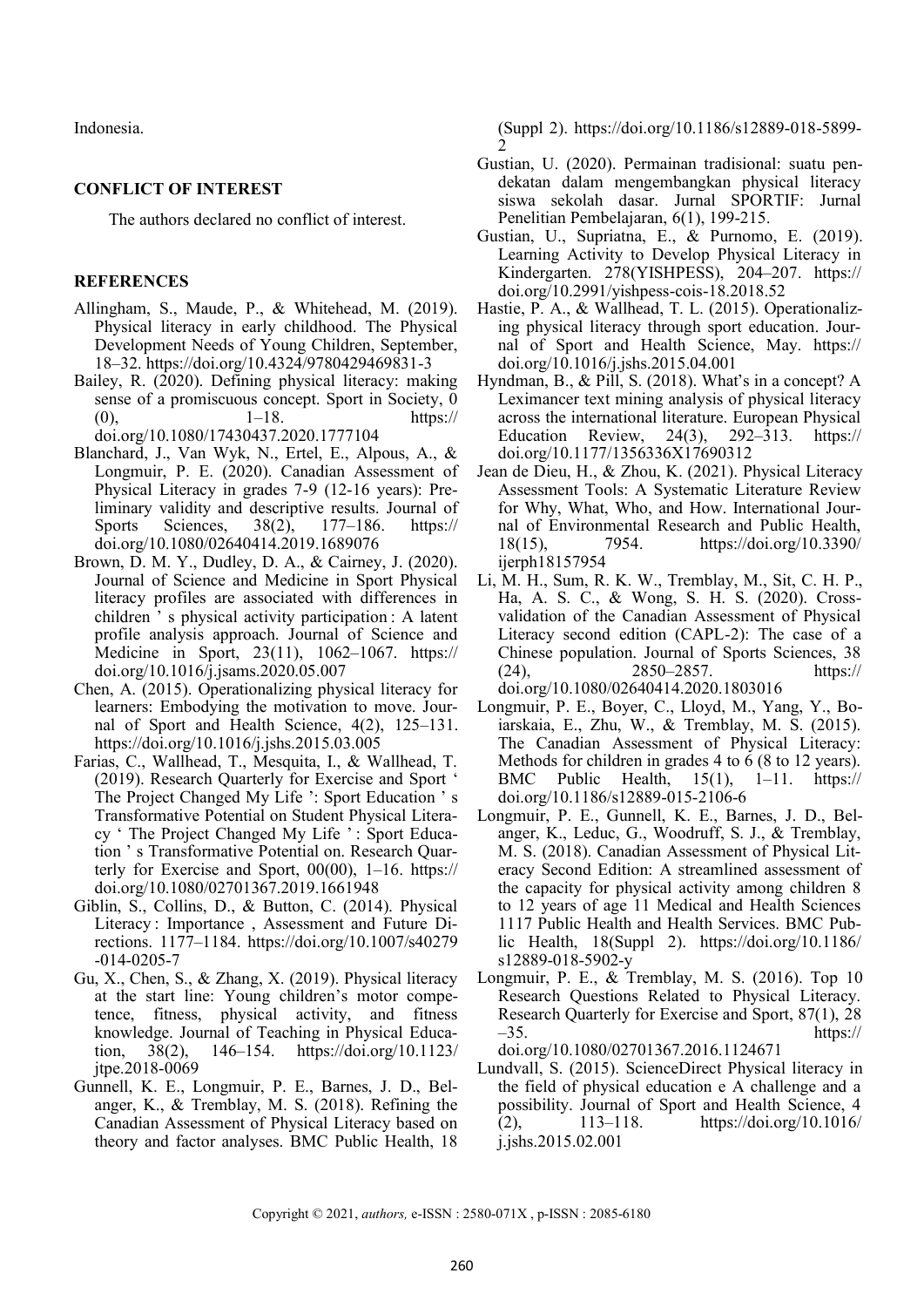Indonesia.

## CONFLICT OF INTEREST

The authors declared no conflict of interest.

## REFERENCES

Allingham, S., Maude, P., & Whitehead, M. (2019). Physical literacy in early childhood. The Physical Development Needs of Young Children, September, 18–32. https://doi.org/10.4324/9780429469831-3

Bailey, R. (2020). Defining physical literacy: making sense of a promiscuous concept. Sport in Society, 0 (0), 1–18. https://doi.org/10.1080/17430437.2020.1777104

Blanchard, J., Van Wyk, N., Ertel, E., Alpous, A., & Longmuir, P. E. (2020). Canadian Assessment of Physical Literacy in grades 7-9 (12-16 years): Preliminary validity and descriptive results. Journal of Sports Sciences, 38(2), 177–186. https://doi.org/10.1080/02640414.2019.1689076

Brown, D. M. Y., Dudley, D. A., & Cairney, J. (2020). Journal of Science and Medicine in Sport Physical literacy profiles are associated with differences in children ' s physical activity participation : A latent profile analysis approach. Journal of Science and Medicine in Sport, 23(11), 1062–1067. https://doi.org/10.1016/j.jsams.2020.05.007

Chen, A. (2015). Operationalizing physical literacy for learners: Embodying the motivation to move. Journal of Sport and Health Science, 4(2), 125–131. https://doi.org/10.1016/j.jshs.2015.03.005

Farias, C., Wallhead, T., Mesquita, I., & Wallhead, T. (2019). Research Quarterly for Exercise and Sport ' The Project Changed My Life ': Sport Education ' s Transformative Potential on Student Physical Literacy ' The Project Changed My Life ' : Sport Education ' s Transformative Potential on. Research Quarterly for Exercise and Sport, 00(00), 1–16. https://doi.org/10.1080/02701367.2019.1661948

Giblin, S., Collins, D., & Button, C. (2014). Physical Literacy : Importance , Assessment and Future Directions. 1177–1184. https://doi.org/10.1007/s40279-014-0205-7

Gu, X., Chen, S., & Zhang, X. (2019). Physical literacy at the start line: Young children's motor competence, fitness, physical activity, and fitness knowledge. Journal of Teaching in Physical Education, 38(2), 146–154. https://doi.org/10.1123/jtpe.2018-0069

Gunnell, K. E., Longmuir, P. E., Barnes, J. D., Belanger, K., & Tremblay, M. S. (2018). Refining the Canadian Assessment of Physical Literacy based on theory and factor analyses. BMC Public Health, 18 (Suppl 2). https://doi.org/10.1186/s12889-018-5899-2

Gustian, U. (2020). Permainan tradisional: suatu pendekatan dalam mengembangkan physical literacy siswa sekolah dasar. Jurnal SPORTIF: Jurnal Penelitian Pembelajaran, 6(1), 199-215.

Gustian, U., Supriatna, E., & Purnomo, E. (2019). Learning Activity to Develop Physical Literacy in Kindergarten. 278(YISHPESS), 204–207. https://doi.org/10.2991/yishpess-cois-18.2018.52

Hastie, P. A., & Wallhead, T. L. (2015). Operationalizing physical literacy through sport education. Journal of Sport and Health Science, May. https://doi.org/10.1016/j.jshs.2015.04.001

Hyndman, B., & Pill, S. (2018). What's in a concept? A Leximancer text mining analysis of physical literacy across the international literature. European Physical Education Review, 24(3), 292–313. https://doi.org/10.1177/1356336X17690312

Jean de Dieu, H., & Zhou, K. (2021). Physical Literacy Assessment Tools: A Systematic Literature Review for Why, What, Who, and How. International Journal of Environmental Research and Public Health, 18(15), 7954. https://doi.org/10.3390/ijerph18157954

Li, M. H., Sum, R. K. W., Tremblay, M., Sit, C. H. P., Ha, A. S. C., & Wong, S. H. S. (2020). Cross-validation of the Canadian Assessment of Physical Literacy second edition (CAPL-2): The case of a Chinese population. Journal of Sports Sciences, 38 (24), 2850–2857. https://doi.org/10.1080/02640414.2020.1803016

Longmuir, P. E., Boyer, C., Lloyd, M., Yang, Y., Boiarskaia, E., Zhu, W., & Tremblay, M. S. (2015). The Canadian Assessment of Physical Literacy: Methods for children in grades 4 to 6 (8 to 12 years). BMC Public Health, 15(1), 1–11. https://doi.org/10.1186/s12889-015-2106-6

Longmuir, P. E., Gunnell, K. E., Barnes, J. D., Belanger, K., Leduc, G., Woodruff, S. J., & Tremblay, M. S. (2018). Canadian Assessment of Physical Literacy Second Edition: A streamlined assessment of the capacity for physical activity among children 8 to 12 years of age 11 Medical and Health Sciences 1117 Public Health and Health Services. BMC Public Health, 18(Suppl 2). https://doi.org/10.1186/s12889-018-5902-y

Longmuir, P. E., & Tremblay, M. S. (2016). Top 10 Research Questions Related to Physical Literacy. Research Quarterly for Exercise and Sport, 87(1), 28–35. https://doi.org/10.1080/02701367.2016.1124671

Lundvall, S. (2015). ScienceDirect Physical literacy in the field of physical education e A challenge and a possibility. Journal of Sport and Health Science, 4 (2), 113–118. https://doi.org/10.1016/j.jshs.2015.02.001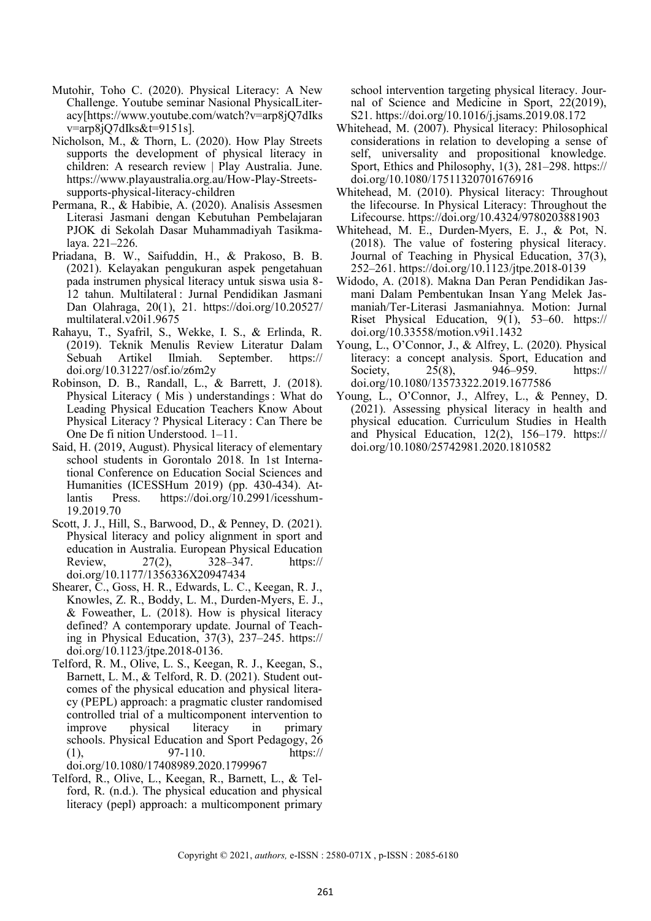Mutohir, Toho C. (2020). Physical Literacy: A New Challenge. Youtube seminar Nasional PhysicalLiteracy[https://www.youtube.com/watch?v=arp8jQ7dIks v=arp8jQ7dIks&t=9151s].

Nicholson, M., & Thorn, L. (2020). How Play Streets supports the development of physical literacy in children: A research review | Play Australia. June. https://www.playaustralia.org.au/How-Play-Streets-supports-physical-literacy-children

Permana, R., & Habibie, A. (2020). Analisis Assesmen Literasi Jasmani dengan Kebutuhan Pembelajaran PJOK di Sekolah Dasar Muhammadiyah Tasikmalaya. 221–226.

Priadana, B. W., Saifuddin, H., & Prakoso, B. B. (2021). Kelayakan pengukuran aspek pengetahuan pada instrumen physical literacy untuk siswa usia 8-12 tahun. Multilateral : Jurnal Pendidikan Jasmani Dan Olahraga, 20(1), 21. https://doi.org/10.20527/multilateral.v20i1.9675

Rahayu, T., Syafril, S., Wekke, I. S., & Erlinda, R. (2019). Teknik Menulis Review Literatur Dalam Sebuah Artikel Ilmiah. September. https://doi.org/10.31227/osf.io/z6m2y

Robinson, D. B., Randall, L., & Barrett, J. (2018). Physical Literacy ( Mis ) understandings : What do Leading Physical Education Teachers Know About Physical Literacy ? Physical Literacy : Can There be One De fi nition Understood. 1–11.

Said, H. (2019, August). Physical literacy of elementary school students in Gorontalo 2018. In 1st International Conference on Education Social Sciences and Humanities (ICESSHum 2019) (pp. 430-434). Atlantis Press. https://doi.org/10.2991/icesshum-19.2019.70

Scott, J. J., Hill, S., Barwood, D., & Penney, D. (2021). Physical literacy and policy alignment in sport and education in Australia. European Physical Education Review, 27(2), 328–347. https://doi.org/10.1177/1356336X20947434

Shearer, C., Goss, H. R., Edwards, L. C., Keegan, R. J., Knowles, Z. R., Boddy, L. M., Durden-Myers, E. J., & Foweather, L. (2018). How is physical literacy defined? A contemporary update. Journal of Teaching in Physical Education, 37(3), 237–245. https://doi.org/10.1123/jtpe.2018-0136.

Telford, R. M., Olive, L. S., Keegan, R. J., Keegan, S., Barnett, L. M., & Telford, R. D. (2021). Student outcomes of the physical education and physical literacy (PEPL) approach: a pragmatic cluster randomised controlled trial of a multicomponent intervention to improve physical literacy in primary schools. Physical Education and Sport Pedagogy, 26 (1), 97-110. https://doi.org/10.1080/17408989.2020.1799967

Telford, R., Olive, L., Keegan, R., Barnett, L., & Telford, R. (n.d.). The physical education and physical literacy (pepl) approach: a multicomponent primary school intervention targeting physical literacy. Journal of Science and Medicine in Sport, 22(2019), S21. https://doi.org/10.1016/j.jsams.2019.08.172

Whitehead, M. (2007). Physical literacy: Philosophical considerations in relation to developing a sense of self, universality and propositional knowledge. Sport, Ethics and Philosophy, 1(3), 281–298. https://doi.org/10.1080/17511320701676916

Whitehead, M. (2010). Physical literacy: Throughout the lifecourse. In Physical Literacy: Throughout the Lifecourse. https://doi.org/10.4324/9780203881903

Whitehead, M. E., Durden-Myers, E. J., & Pot, N. (2018). The value of fostering physical literacy. Journal of Teaching in Physical Education, 37(3), 252–261. https://doi.org/10.1123/jtpe.2018-0139

Widodo, A. (2018). Makna Dan Peran Pendidikan Jasmani Dalam Pembentukan Insan Yang Melek Jasmaniah/Ter-Literasi Jasmaniahnya. Motion: Jurnal Riset Physical Education, 9(1), 53–60. https://doi.org/10.33558/motion.v9i1.1432

Young, L., O'Connor, J., & Alfrey, L. (2020). Physical literacy: a concept analysis. Sport, Education and Society, 25(8), 946–959. https://doi.org/10.1080/13573322.2019.1677586

Young, L., O'Connor, J., Alfrey, L., & Penney, D. (2021). Assessing physical literacy in health and physical education. Curriculum Studies in Health and Physical Education, 12(2), 156–179. https://doi.org/10.1080/25742981.2020.1810582